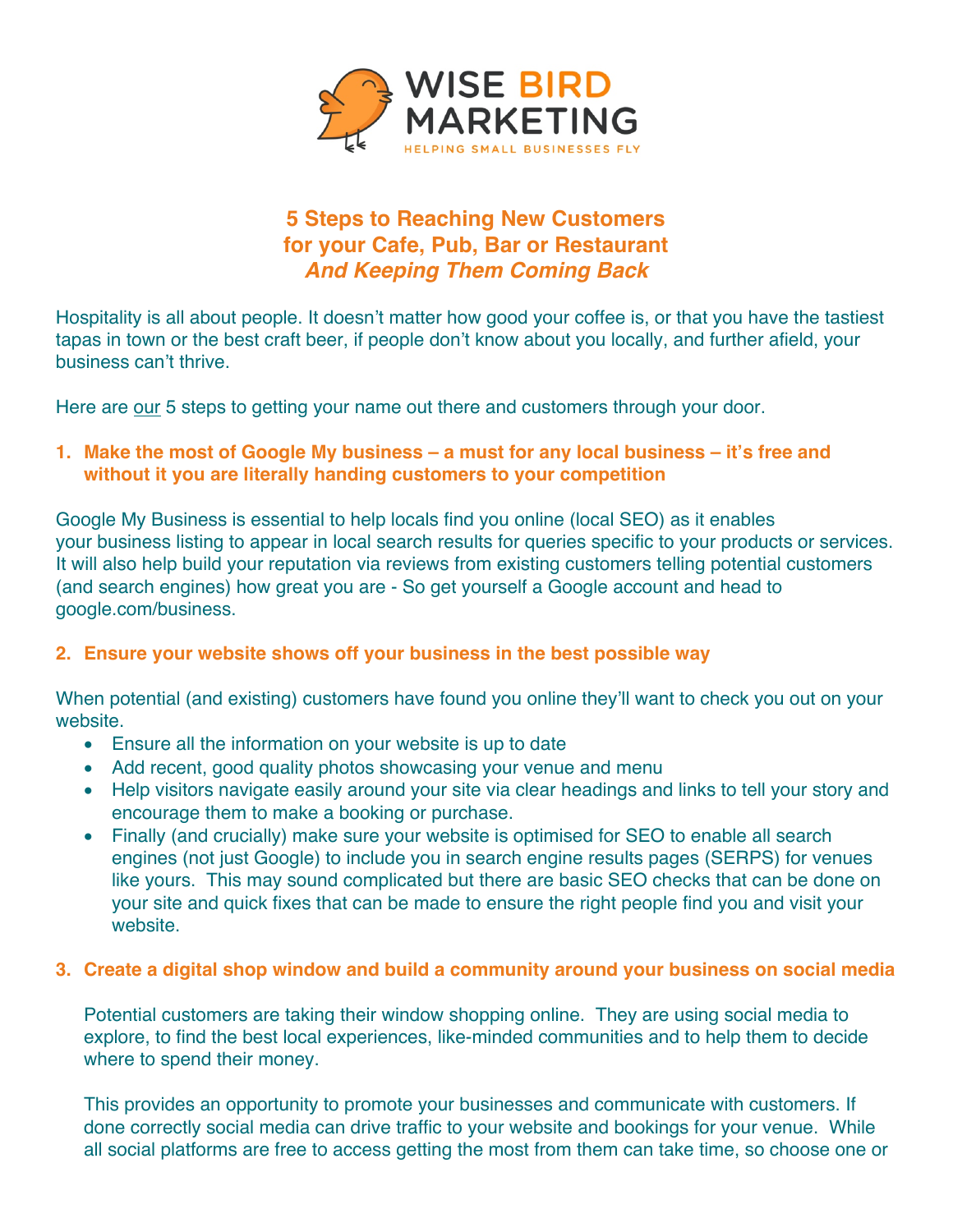WISE BIRD MARKETING

HELPING SMALL BUSINESSES FLY

# 5 Steps to Reaching New Customers for your Cafe, Pub, Bar or Restaurant *And Keeping Them Coming Back*

Hospitality is all about people. It doesn't matter how good your coffee is, or that you have the tastiest tapas in town or the best craft beer, if people don't know about you locally, and further afield, your business can't thrive.

Here are <u>our</u> 5 steps to getting your name out there and customers through your door.

## 1. Make the most of Google My business – a must for any local business – it's free and without it you are literally handing customers to your competition

Google My Business is essential to help locals find you online (local SEO) as it enables your business listing to appear in local search results for queries specific to your products or services. It will also help build your reputation via reviews from existing customers telling potential customers (and search engines) how great you are - So get yourself a Google account and head to google.com/business.

## 2. Ensure your website shows off your business in the best possible way

When potential (and existing) customers have found you online they'll want to check you out on your website.

- Ensure all the information on your website is up to date
- Add recent, good quality photos showcasing your venue and menu
- Help visitors navigate easily around your site via clear headings and links to tell your story and encourage them to make a booking or purchase.
- Finally (and crucially) make sure your website is optimised for SEO to enable all search engines (not just Google) to include you in search engine results pages (SERPS) for venues like yours. This may sound complicated but there are basic SEO checks that can be done on your site and quick fixes that can be made to ensure the right people find you and visit your website.

## 3. Create a digital shop window and build a community around your business on social media

Potential customers are taking their window shopping online. They are using social media to explore, to find the best local experiences, like-minded communities and to help them to decide where to spend their money.

This provides an opportunity to promote your businesses and communicate with customers. If done correctly social media can drive traffic to your website and bookings for your venue. While all social platforms are free to access getting the most from them can take time, so choose one or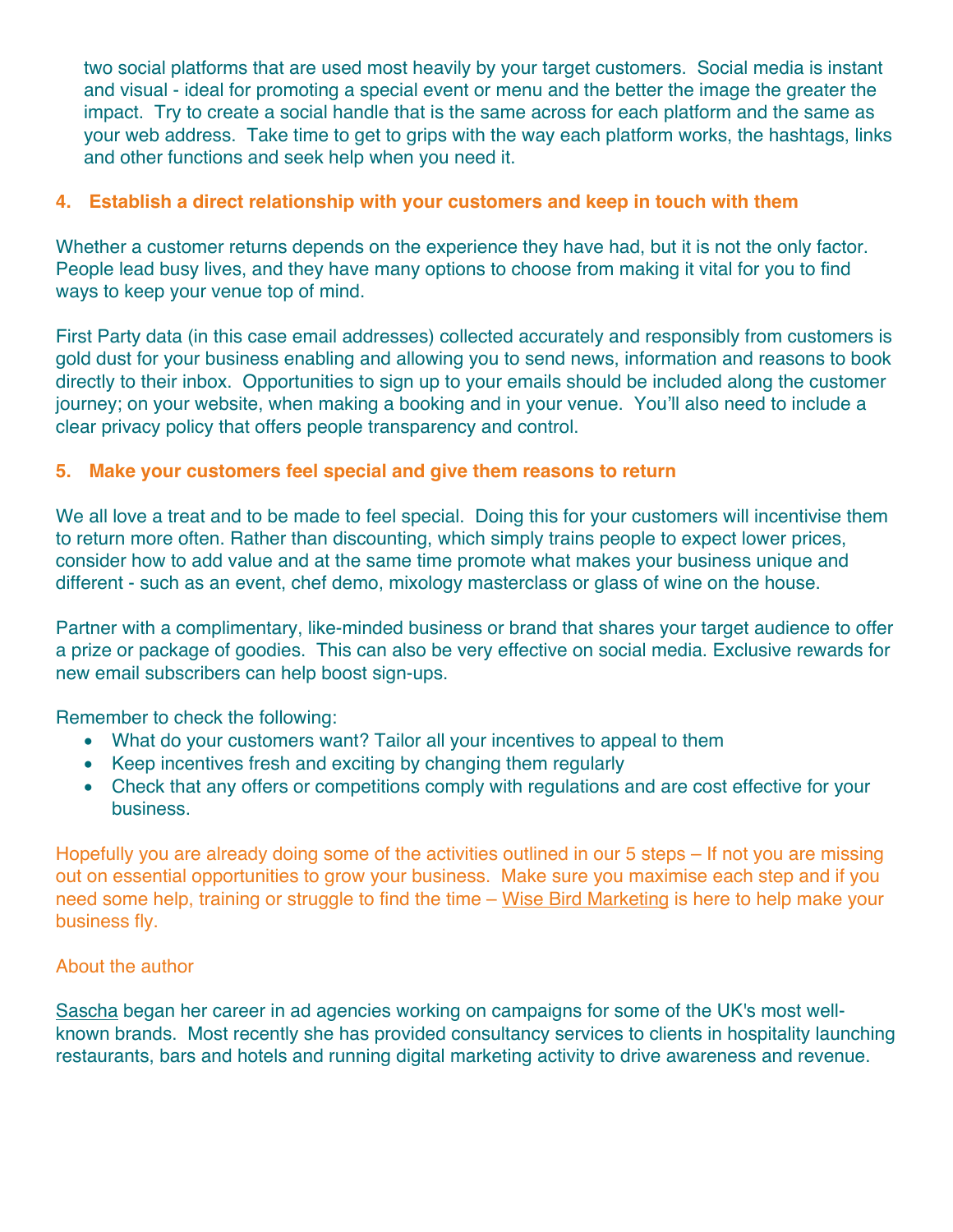two social platforms that are used most heavily by your target customers. Social media is instant and visual - ideal for promoting a special event or menu and the better the image the greater the impact. Try to create a social handle that is the same across for each platform and the same as your web address. Take time to get to grips with the way each platform works, the hashtags, links and other functions and seek help when you need it.

## 4. Establish a direct relationship with your customers and keep in touch with them

Whether a customer returns depends on the experience they have had, but it is not the only factor. People lead busy lives, and they have many options to choose from making it vital for you to find ways to keep your venue top of mind.

First Party data (in this case email addresses) collected accurately and responsibly from customers is gold dust for your business enabling and allowing you to send news, information and reasons to book directly to their inbox. Opportunities to sign up to your emails should be included along the customer journey; on your website, when making a booking and in your venue. You'll also need to include a clear privacy policy that offers people transparency and control.

## 5. Make your customers feel special and give them reasons to return

We all love a treat and to be made to feel special. Doing this for your customers will incentivise them to return more often. Rather than discounting, which simply trains people to expect lower prices, consider how to add value and at the same time promote what makes your business unique and different - such as an event, chef demo, mixology masterclass or glass of wine on the house.

Partner with a complimentary, like-minded business or brand that shares your target audience to offer a prize or package of goodies. This can also be very effective on social media. Exclusive rewards for new email subscribers can help boost sign-ups.

Remember to check the following:

- What do your customers want? Tailor all your incentives to appeal to them
- Keep incentives fresh and exciting by changing them regularly
- Check that any offers or competitions comply with regulations and are cost effective for your business.

Hopefully you are already doing some of the activities outlined in our 5 steps – If not you are missing out on essential opportunities to grow your business. Make sure you maximise each step and if you need some help, training or struggle to find the time – Wise Bird Marketing is here to help make your business fly.

About the author

Sascha began her career in ad agencies working on campaigns for some of the UK's most well-known brands. Most recently she has provided consultancy services to clients in hospitality launching restaurants, bars and hotels and running digital marketing activity to drive awareness and revenue.